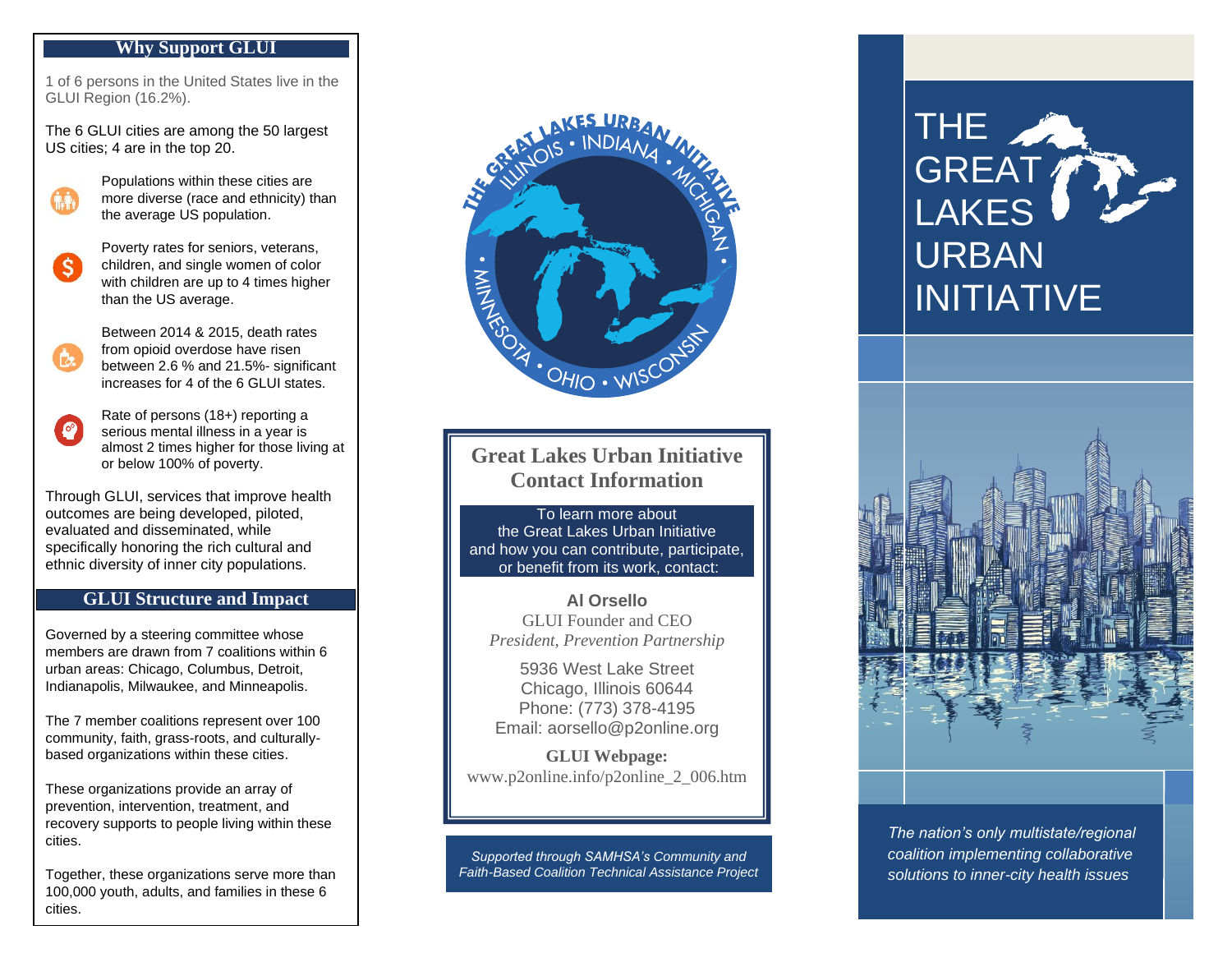## Why Support GLUI

1 of 6 persons in the United States live in the GLUI Region (16.2%).

The 6 GLUI cities are among the 50 largest US cities; 4 are in the top 20.

Populations within these cities are more diverse (race and ethnicity) than the average US population.

Poverty rates for seniors, veterans, children, and single women of color with children are up to 4 times higher than the US average.

Between 2014 & 2015, death rates from opioid overdose have risen between 2.6 % and 21.5%- significant increases for 4 of the 6 GLUI states.

Rate of persons (18+) reporting a serious mental illness in a year is almost 2 times higher for those living at or below 100% of poverty.

Through GLUI, services that improve health outcomes are being developed, piloted, evaluated and disseminated, while specifically honoring the rich cultural and ethnic diversity of inner city populations.

## GLUI Structure and Impact

Governed by a steering committee whose members are drawn from 7 coalitions within 6 urban areas: Chicago, Columbus, Detroit, Indianapolis, Milwaukee, and Minneapolis.

The 7 member coalitions represent over 100 community, faith, grass-roots, and culturally-based organizations within these cities.

These organizations provide an array of prevention, intervention, treatment, and recovery supports to people living within these cities.

Together, these organizations serve more than 100,000 youth, adults, and families in these 6 cities.

THE GREAT LAKES URBAN INITIATIVE • ILLINOIS • INDIANA • MICHIGAN • MINNESOTA • OHIO • WISCONSIN

## Great Lakes Urban Initiative Contact Information

To learn more about the Great Lakes Urban Initiative and how you can contribute, participate, or benefit from its work, contact:

**Al Orsello**
GLUI Founder and CEO
*President, Prevention Partnership*

5936 West Lake Street
Chicago, Illinois 60644
Phone: (773) 378-4195
Email: aorsello@p2online.org

**GLUI Webpage:**
www.p2online.info/p2online_2_006.htm

*Supported through SAMHSA's Community and Faith-Based Coalition Technical Assistance Project*

# THE GREAT LAKES URBAN INITIATIVE

*The nation's only multistate/regional coalition implementing collaborative solutions to inner-city health issues*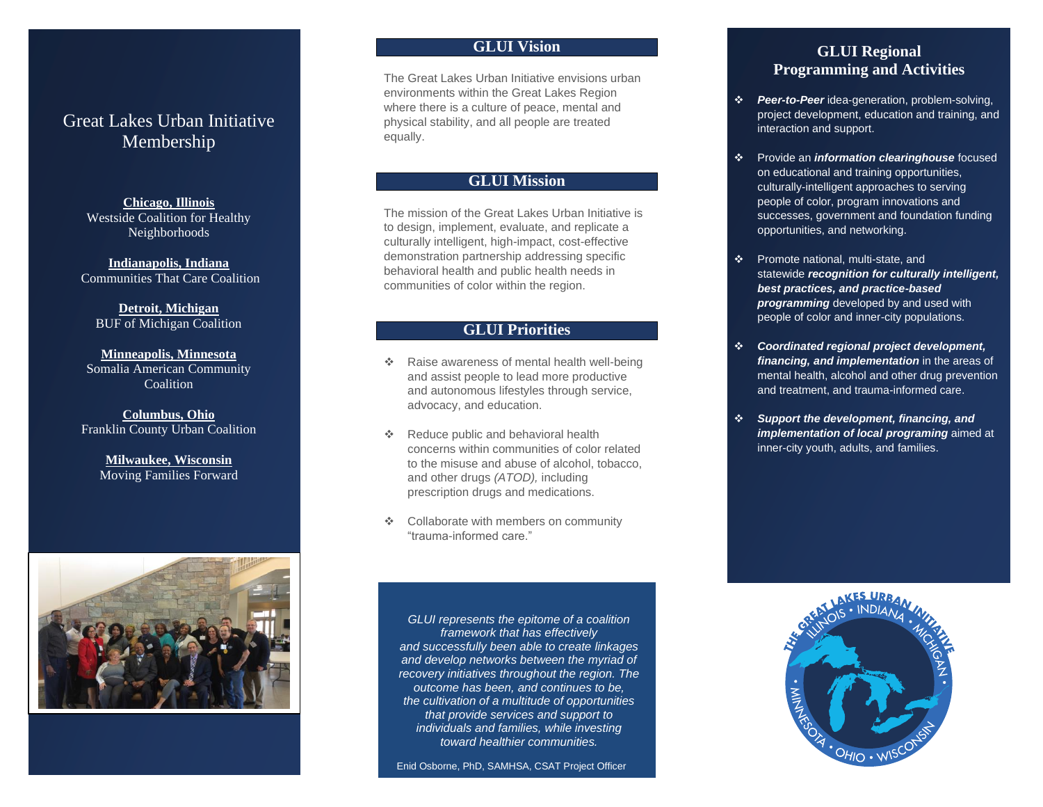# Great Lakes Urban Initiative Membership

**Chicago, Illinois**
Westside Coalition for Healthy Neighborhoods

**Indianapolis, Indiana**
Communities That Care Coalition

**Detroit, Michigan**
BUF of Michigan Coalition

**Minneapolis, Minnesota**
Somalia American Community Coalition

**Columbus, Ohio**
Franklin County Urban Coalition

**Milwaukee, Wisconsin**
Moving Families Forward

## GLUI Vision

The Great Lakes Urban Initiative envisions urban environments within the Great Lakes Region where there is a culture of peace, mental and physical stability, and all people are treated equally.

## GLUI Mission

The mission of the Great Lakes Urban Initiative is to design, implement, evaluate, and replicate a culturally intelligent, high-impact, cost-effective demonstration partnership addressing specific behavioral health and public health needs in communities of color within the region.

## GLUI Priorities

- Raise awareness of mental health well-being and assist people to lead more productive and autonomous lifestyles through service, advocacy, and education.
- Reduce public and behavioral health concerns within communities of color related to the misuse and abuse of alcohol, tobacco, and other drugs *(ATOD),* including prescription drugs and medications.
- Collaborate with members on community "trauma-informed care."

*GLUI represents the epitome of a coalition framework that has effectively and successfully been able to create linkages and develop networks between the myriad of recovery initiatives throughout the region. The outcome has been, and continues to be, the cultivation of a multitude of opportunities that provide services and support to individuals and families, while investing toward healthier communities.*

Enid Osborne, PhD, SAMHSA, CSAT Project Officer

## GLUI Regional Programming and Activities

- ***Peer-to-Peer*** idea-generation, problem-solving, project development, education and training, and interaction and support.
- Provide an ***information clearinghouse*** focused on educational and training opportunities, culturally-intelligent approaches to serving people of color, program innovations and successes, government and foundation funding opportunities, and networking.
- Promote national, multi-state, and statewide ***recognition for culturally intelligent, best practices, and practice-based programming*** developed by and used with people of color and inner-city populations.
- ***Coordinated regional project development, financing, and implementation*** in the areas of mental health, alcohol and other drug prevention and treatment, and trauma-informed care.
- ***Support the development, financing, and implementation of local programing*** aimed at inner-city youth, adults, and families.

THE GREAT LAKES URBAN INITIATIVE
ILLINOIS • INDIANA • MICHIGAN • MINNESOTA • OHIO • WISCONSIN